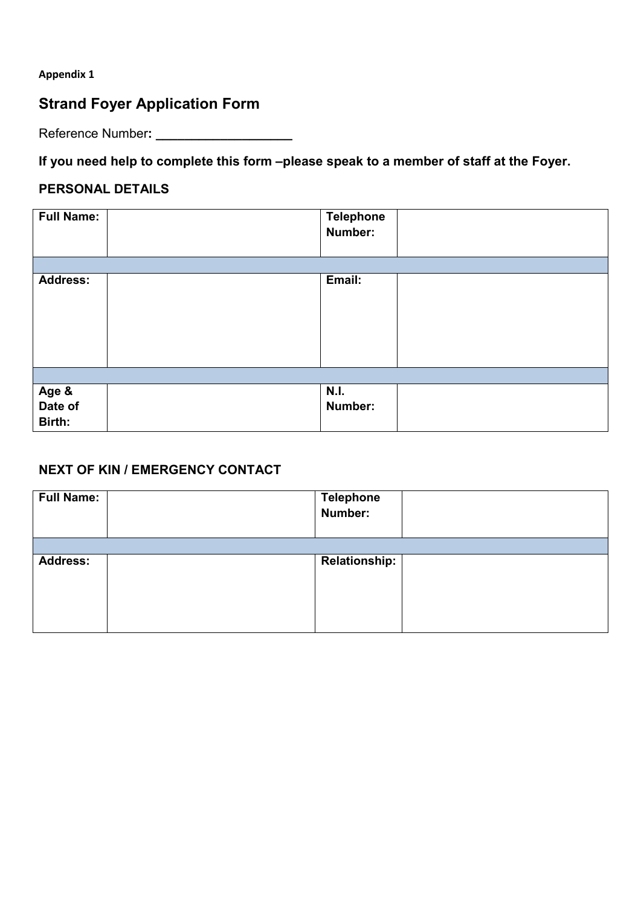**Appendix 1**

## Strand Foyer Application Form

Reference Number: ___________________

**If you need help to complete this form –please speak to a member of staff at the Foyer.**

### PERSONAL DETAILS

| | | | |
|---|---|---|---|
| **Full Name:** | | **Telephone Number:** | |
| | | | |
| **Address:** | | **Email:** | |
| | | | |
| **Age & Date of Birth:** | | **N.I. Number:** | |

### NEXT OF KIN / EMERGENCY CONTACT

| | | | |
|---|---|---|---|
| **Full Name:** | | **Telephone Number:** | |
| | | | |
| **Address:** | | **Relationship:** | |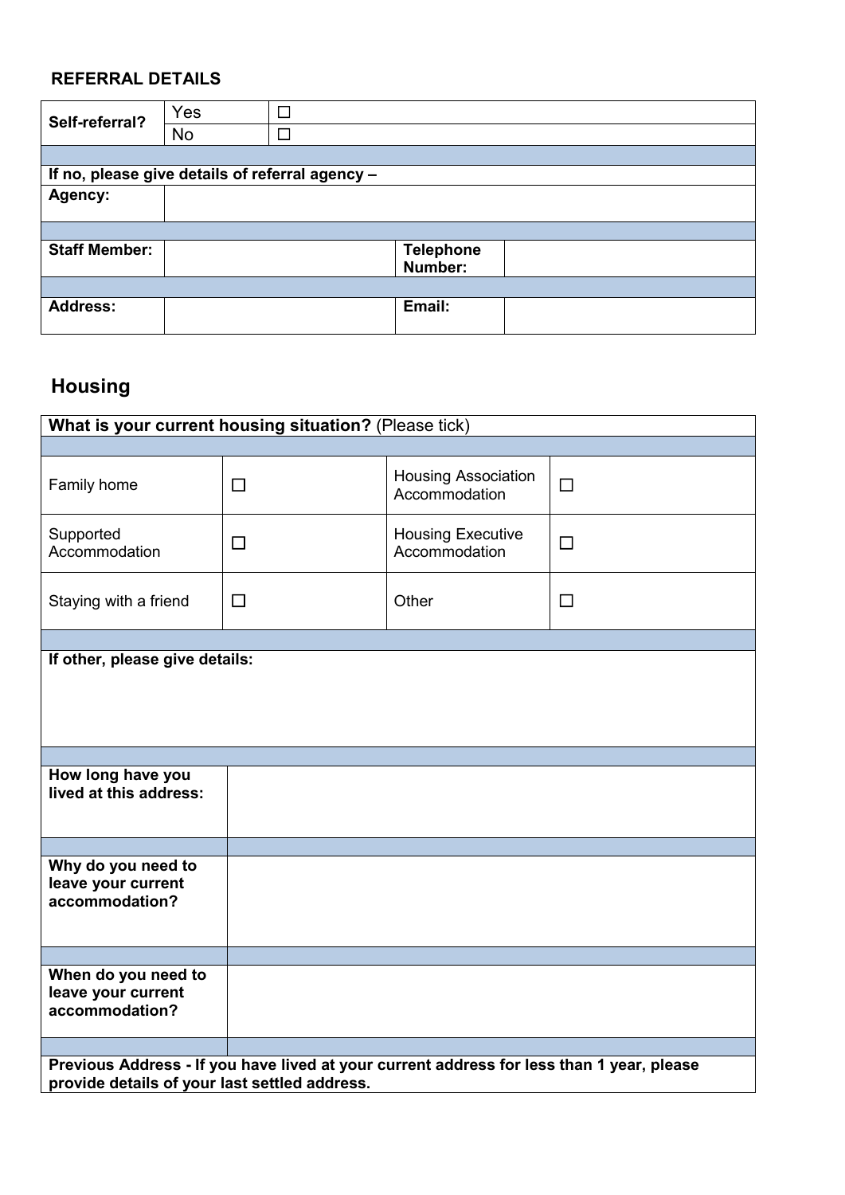**REFERRAL DETAILS**

| **Self-referral?** | Yes | ☐ | |
|---|---|---|---|
| | No | ☐ | |
| **If no, please give details of referral agency –** | | | |
| **Agency:** | | | |
| **Staff Member:** | | **Telephone Number:** | |
| **Address:** | | **Email:** | |

## Housing

| **What is your current housing situation?** (Please tick) | | | |
|---|---|---|---|
| Family home | ☐ | Housing Association Accommodation | ☐ |
| Supported Accommodation | ☐ | Housing Executive Accommodation | ☐ |
| Staying with a friend | ☐ | Other | ☐ |
| **If other, please give details:** | | | |

| **How long have you lived at this address:** | |
|---|---|
| **Why do you need to leave your current accommodation?** | |
| **When do you need to leave your current accommodation?** | |
| **Previous Address - If you have lived at your current address for less than 1 year, please provide details of your last settled address.** | |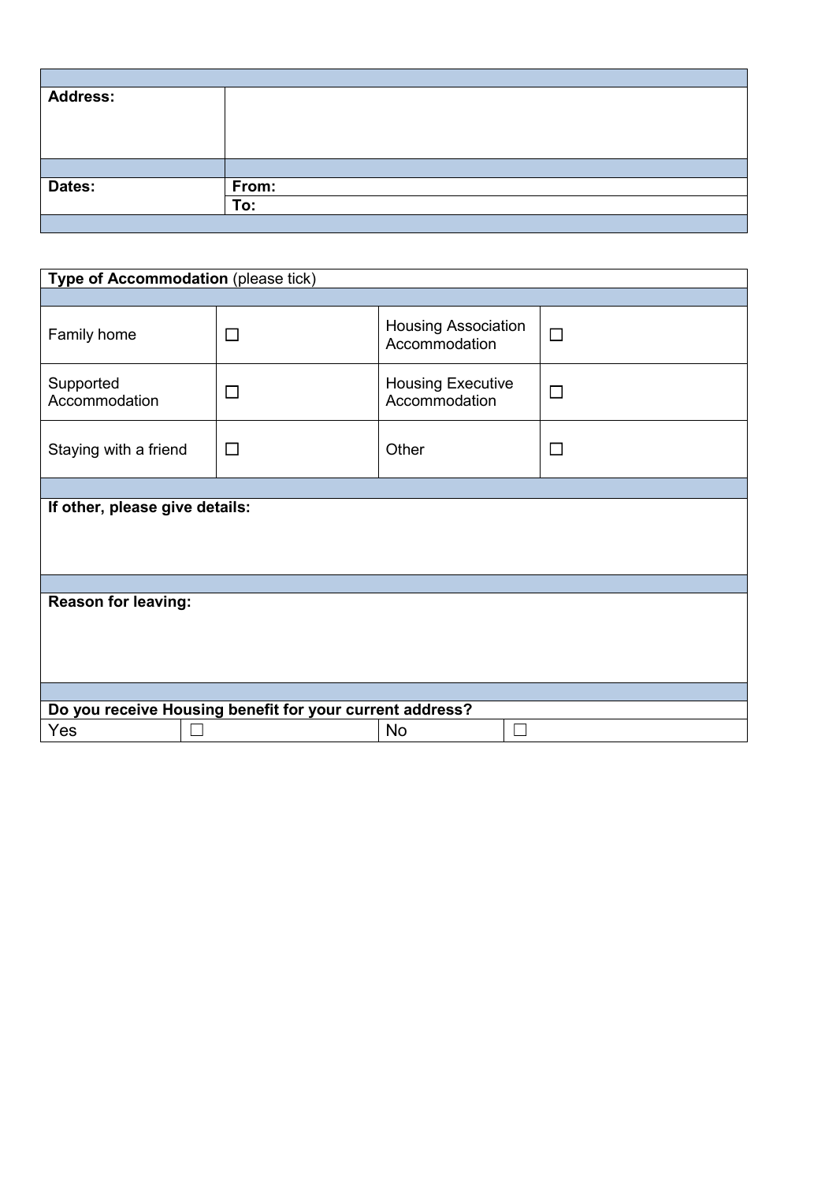| | |
|---|---|
| **Address:** | |
| **Dates:** | **From:** |
| | **To:** |

| **Type of Accommodation** (please tick) | | | |
|---|---|---|---|
| Family home | ☐ | Housing Association Accommodation | ☐ |
| Supported Accommodation | ☐ | Housing Executive Accommodation | ☐ |
| Staying with a friend | ☐ | Other | ☐ |

**If other, please give details:**

**Reason for leaving:**

| **Do you receive Housing benefit for your current address?** | | | |
|---|---|---|---|
| Yes | ☐ | No | ☐ |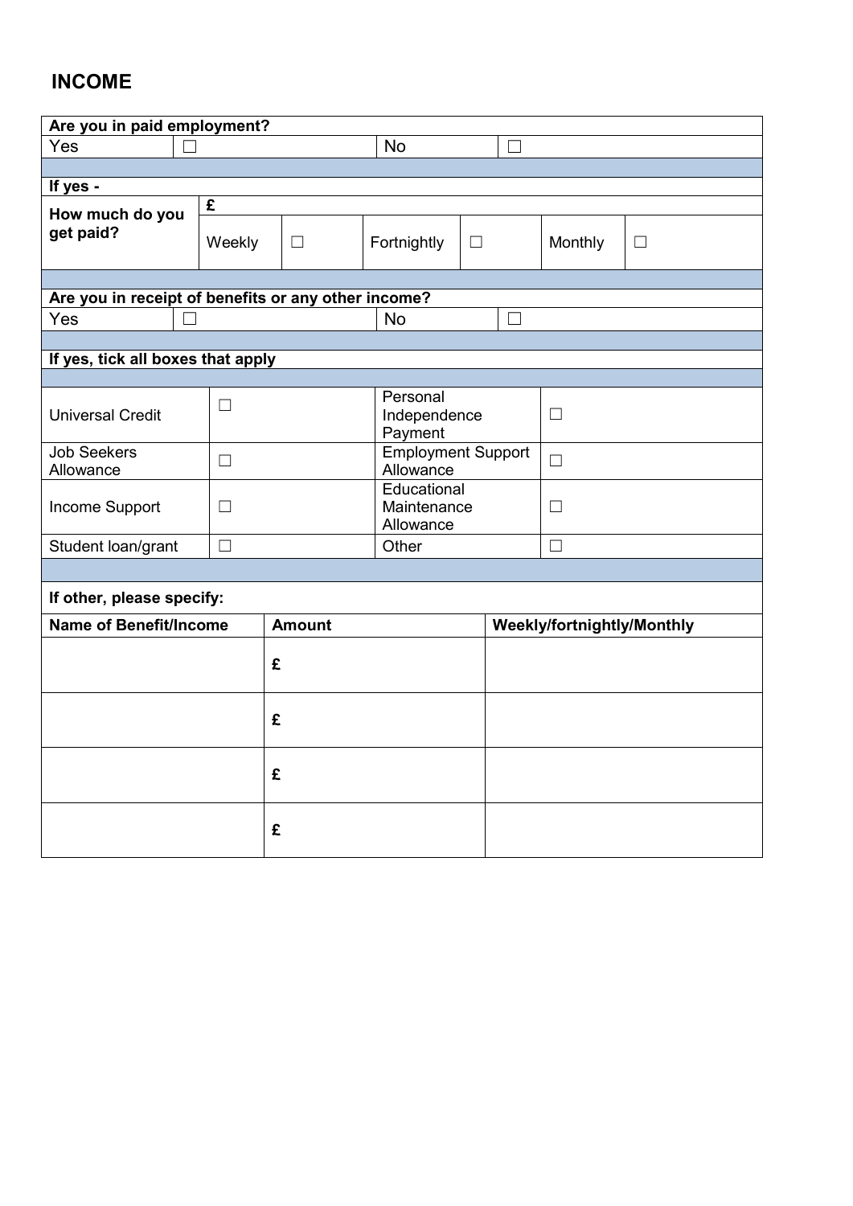## INCOME

| Are you in paid employment? | | | |
|---|---|---|---|
| Yes | ☐ | No | ☐ |

| If yes - | | | | | | |
|---|---|---|---|---|---|---|
| How much do you get paid? | £ | | | | | |
| | Weekly | ☐ | Fortnightly | ☐ | Monthly | ☐ |

| Are you in receipt of benefits or any other income? | | | |
|---|---|---|---|
| Yes | ☐ | No | ☐ |

| If yes, tick all boxes that apply | | | |
|---|---|---|---|
| Universal Credit | ☐ | Personal Independence Payment | ☐ |
| Job Seekers Allowance | ☐ | Employment Support Allowance | ☐ |
| Income Support | ☐ | Educational Maintenance Allowance | ☐ |
| Student loan/grant | ☐ | Other | ☐ |

**If other, please specify:**

| Name of Benefit/Income | Amount | Weekly/fortnightly/Monthly |
|---|---|---|
| | £ | |
| | £ | |
| | £ | |
| | £ | |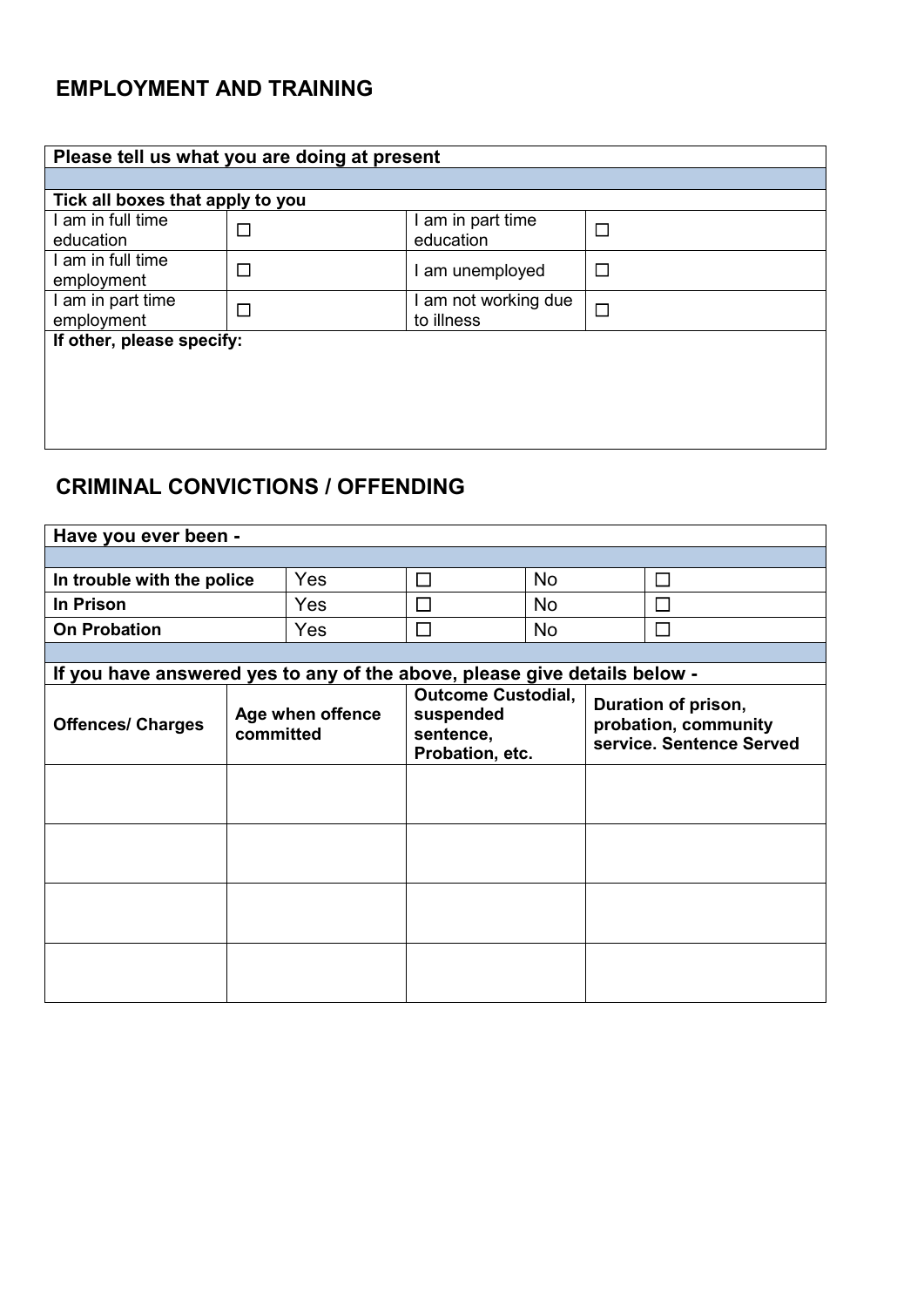## EMPLOYMENT AND TRAINING

| **Please tell us what you are doing at present** | | | |
|---|---|---|---|
| | | | |
| **Tick all boxes that apply to you** | | | |
| I am in full time education | ☐ | I am in part time education | ☐ |
| I am in full time employment | ☐ | I am unemployed | ☐ |
| I am in part time employment | ☐ | I am not working due to illness | ☐ |
| **If other, please specify:** | | | |

## CRIMINAL CONVICTIONS / OFFENDING

| **Have you ever been -** | | | | |
|---|---|---|---|---|
| | | | | |
| **In trouble with the police** | Yes | ☐ | No | ☐ |
| **In Prison** | Yes | ☐ | No | ☐ |
| **On Probation** | Yes | ☐ | No | ☐ |

**If you have answered yes to any of the above, please give details below -**

| **Offences/ Charges** | **Age when offence committed** | **Outcome Custodial, suspended sentence, Probation, etc.** | **Duration of prison, probation, community service. Sentence Served** |
|---|---|---|---|
| | | | |
| | | | |
| | | | |
| | | | |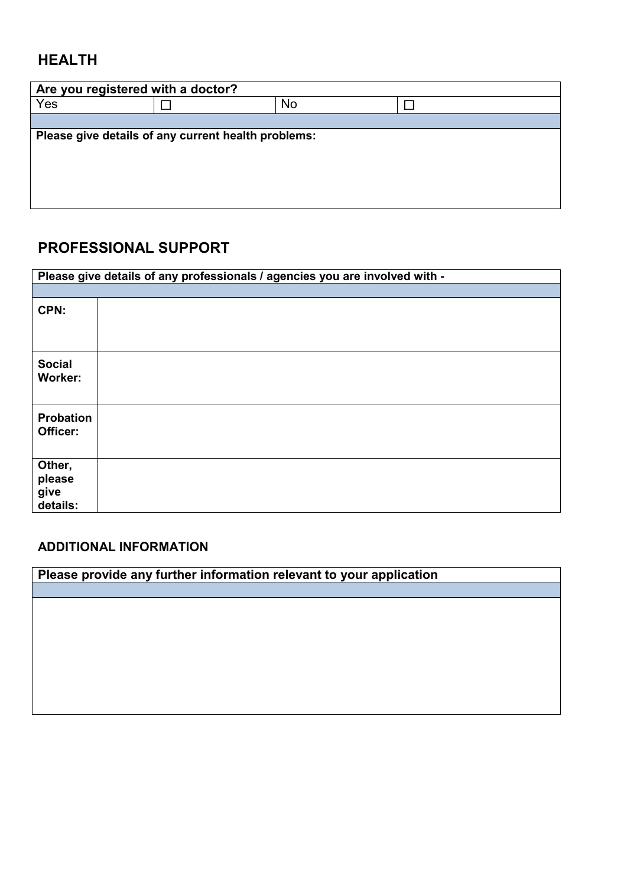## HEALTH

| Are you registered with a doctor? | | | |
|---|---|---|---|
| Yes | ☐ | No | ☐ |

| Please give details of any current health problems: |
|---|
| |

## PROFESSIONAL SUPPORT

| Please give details of any professionals / agencies you are involved with - | |
|---|---|
| **CPN:** | |
| **Social Worker:** | |
| **Probation Officer:** | |
| **Other, please give details:** | |

### ADDITIONAL INFORMATION

| Please provide any further information relevant to your application |
|---|
| |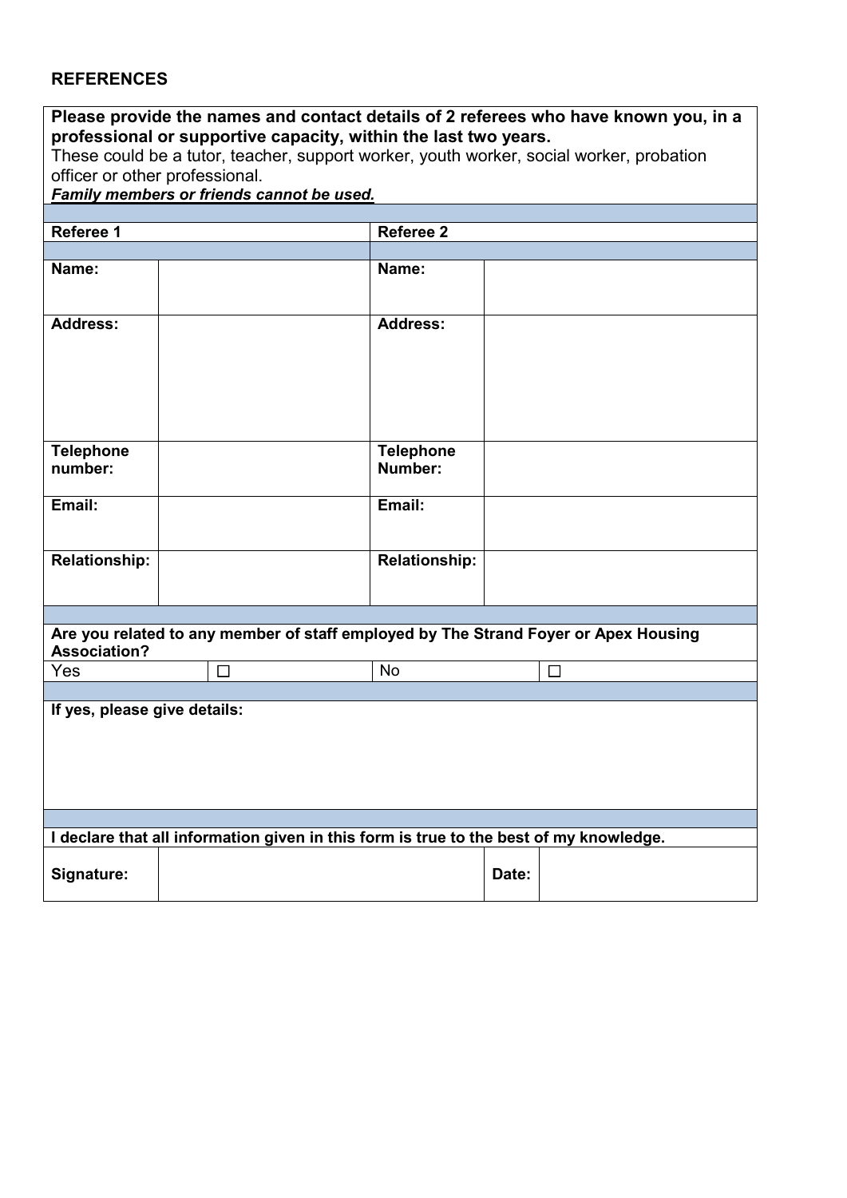## REFERENCES

**Please provide the names and contact details of 2 referees who have known you, in a professional or supportive capacity, within the last two years.**
These could be a tutor, teacher, support worker, youth worker, social worker, probation officer or other professional.
***Family members or friends cannot be used.***

| **Referee 1** | | **Referee 2** | |
|---|---|---|---|
| **Name:** | | **Name:** | |
| **Address:** | | **Address:** | |
| **Telephone number:** | | **Telephone Number:** | |
| **Email:** | | **Email:** | |
| **Relationship:** | | **Relationship:** | |

**Are you related to any member of staff employed by The Strand Foyer or Apex Housing Association?**

| Yes | ☐ | No | ☐ |
|---|---|---|---|

**If yes, please give details:**

**I declare that all information given in this form is true to the best of my knowledge.**

| **Signature:** | | **Date:** | |
|---|---|---|---|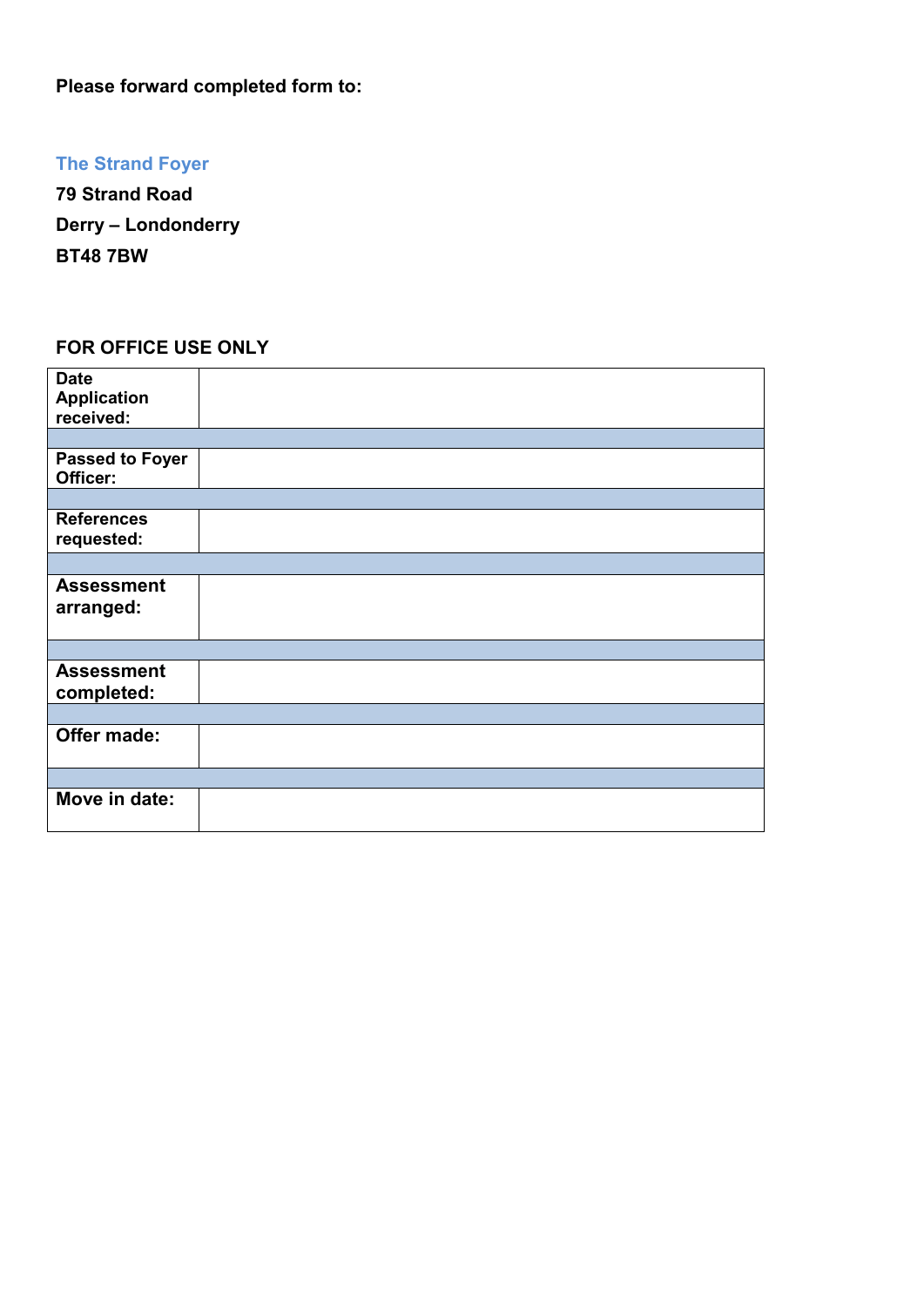**Please forward completed form to:**

**The Strand Foyer**

**79 Strand Road**

**Derry – Londonderry**

**BT48 7BW**

**FOR OFFICE USE ONLY**

| | |
|---|---|
| **Date Application received:** | |
| | |
| **Passed to Foyer Officer:** | |
| | |
| **References requested:** | |
| | |
| **Assessment arranged:** | |
| | |
| **Assessment completed:** | |
| | |
| **Offer made:** | |
| | |
| **Move in date:** | |